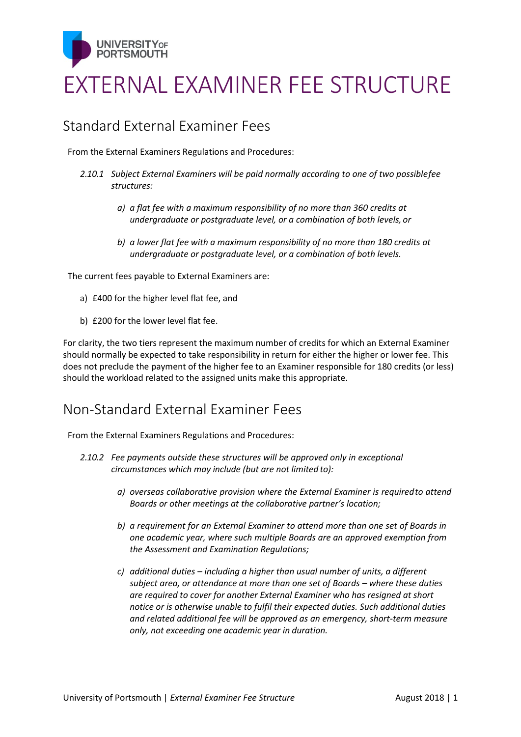# EXTERNAL EXAMINER FEE STRUCTURE

## Standard External Examiner Fees

From the External Examiners Regulations and Procedures:

*2.10.1 Subject External Examiners will be paid normally according to one of two possible fee structures:*

*a) a flat fee with a maximum responsibility of no more than 360 credits at undergraduate or postgraduate level, or a combination of both levels, or*

*b) a lower flat fee with a maximum responsibility of no more than 180 credits at undergraduate or postgraduate level, or a combination of both levels.*

The current fees payable to External Examiners are:

a) £400 for the higher level flat fee, and

b) £200 for the lower level flat fee.

For clarity, the two tiers represent the maximum number of credits for which an External Examiner should normally be expected to take responsibility in return for either the higher or lower fee. This does not preclude the payment of the higher fee to an Examiner responsible for 180 credits (or less) should the workload related to the assigned units make this appropriate.

## Non-Standard External Examiner Fees

From the External Examiners Regulations and Procedures:

*2.10.2 Fee payments outside these structures will be approved only in exceptional circumstances which may include (but are not limited to):*

*a) overseas collaborative provision where the External Examiner is required to attend Boards or other meetings at the collaborative partner's location;*

*b) a requirement for an External Examiner to attend more than one set of Boards in one academic year, where such multiple Boards are an approved exemption from the Assessment and Examination Regulations;*

*c) additional duties – including a higher than usual number of units, a different subject area, or attendance at more than one set of Boards – where these duties are required to cover for another External Examiner who has resigned at short notice or is otherwise unable to fulfil their expected duties. Such additional duties and related additional fee will be approved as an emergency, short-term measure only, not exceeding one academic year in duration.*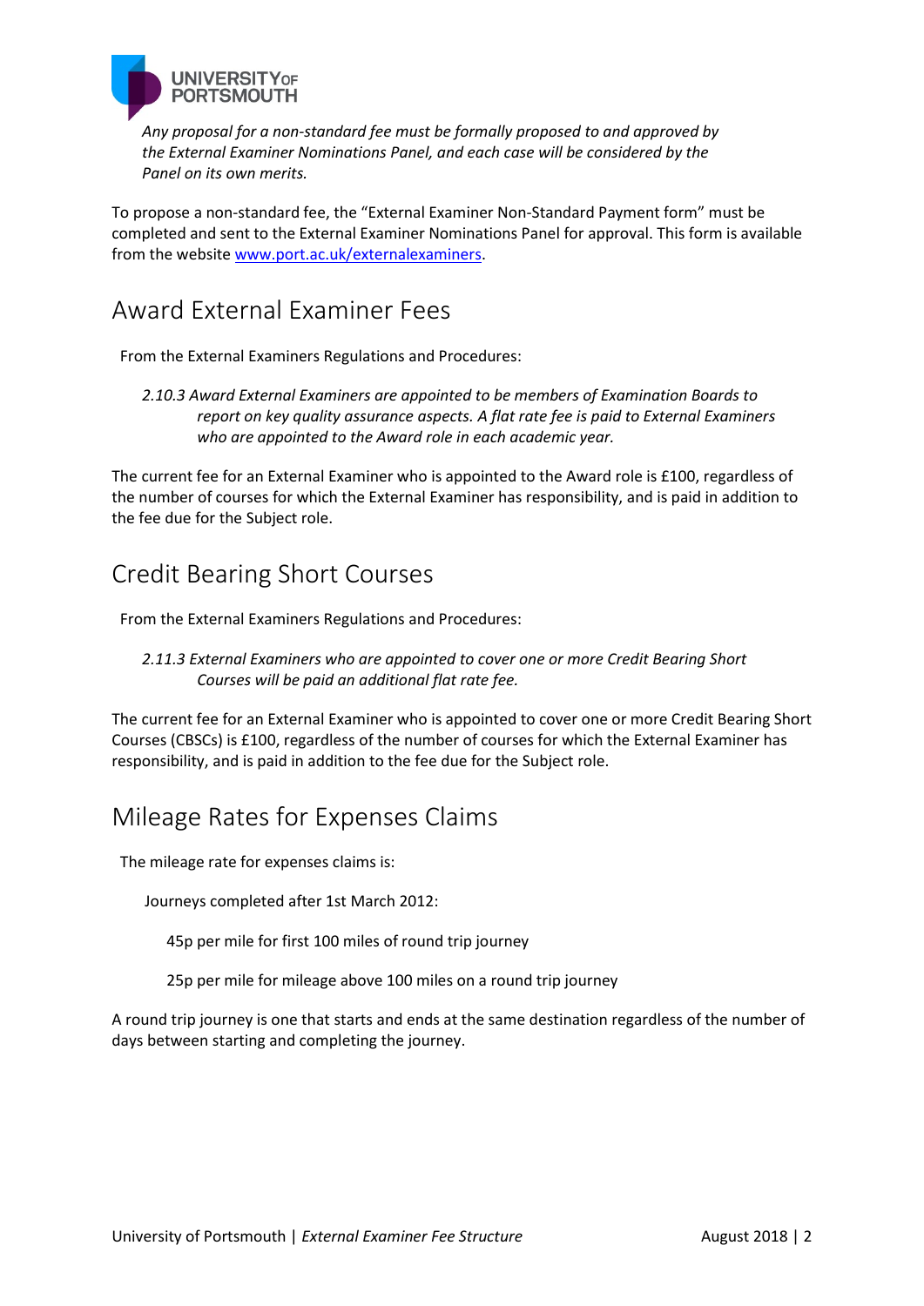*Any proposal for a non-standard fee must be formally proposed to and approved by the External Examiner Nominations Panel, and each case will be considered by the Panel on its own merits.*

To propose a non-standard fee, the "External Examiner Non-Standard Payment form" must be completed and sent to the External Examiner Nominations Panel for approval. This form is available from the website www.port.ac.uk/externalexaminers.

## Award External Examiner Fees

From the External Examiners Regulations and Procedures:

*2.10.3 Award External Examiners are appointed to be members of Examination Boards to report on key quality assurance aspects. A flat rate fee is paid to External Examiners who are appointed to the Award role in each academic year.*

The current fee for an External Examiner who is appointed to the Award role is £100, regardless of the number of courses for which the External Examiner has responsibility, and is paid in addition to the fee due for the Subject role.

## Credit Bearing Short Courses

From the External Examiners Regulations and Procedures:

*2.11.3 External Examiners who are appointed to cover one or more Credit Bearing Short Courses will be paid an additional flat rate fee.*

The current fee for an External Examiner who is appointed to cover one or more Credit Bearing Short Courses (CBSCs) is £100, regardless of the number of courses for which the External Examiner has responsibility, and is paid in addition to the fee due for the Subject role.

## Mileage Rates for Expenses Claims

The mileage rate for expenses claims is:

Journeys completed after 1st March 2012:

45p per mile for first 100 miles of round trip journey

25p per mile for mileage above 100 miles on a round trip journey

A round trip journey is one that starts and ends at the same destination regardless of the number of days between starting and completing the journey.